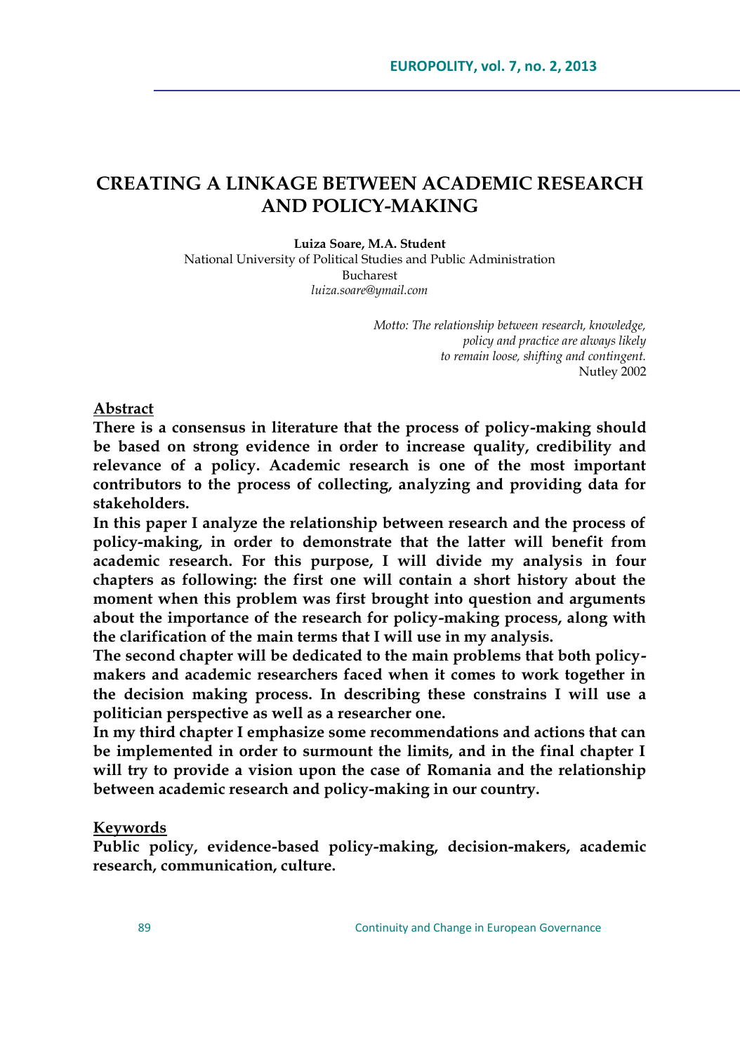# CREATING A LINKAGE BETWEEN ACADEMIC RESEARCH AND POLICY-MAKING

**Luiza Soare, M.A. Student**
National University of Political Studies and Public Administration
Bucharest
*luiza.soare@ymail.com*

*Motto: The relationship between research, knowledge, policy and practice are always likely to remain loose, shifting and contingent.*
Nutley 2002

**Abstract**

**There is a consensus in literature that the process of policy-making should be based on strong evidence in order to increase quality, credibility and relevance of a policy. Academic research is one of the most important contributors to the process of collecting, analyzing and providing data for stakeholders.**

**In this paper I analyze the relationship between research and the process of policy-making, in order to demonstrate that the latter will benefit from academic research. For this purpose, I will divide my analysis in four chapters as following: the first one will contain a short history about the moment when this problem was first brought into question and arguments about the importance of the research for policy-making process, along with the clarification of the main terms that I will use in my analysis.**

**The second chapter will be dedicated to the main problems that both policy-makers and academic researchers faced when it comes to work together in the decision making process. In describing these constrains I will use a politician perspective as well as a researcher one.**

**In my third chapter I emphasize some recommendations and actions that can be implemented in order to surmount the limits, and in the final chapter I will try to provide a vision upon the case of Romania and the relationship between academic research and policy-making in our country.**

**Keywords**

**Public policy, evidence-based policy-making, decision-makers, academic research, communication, culture.**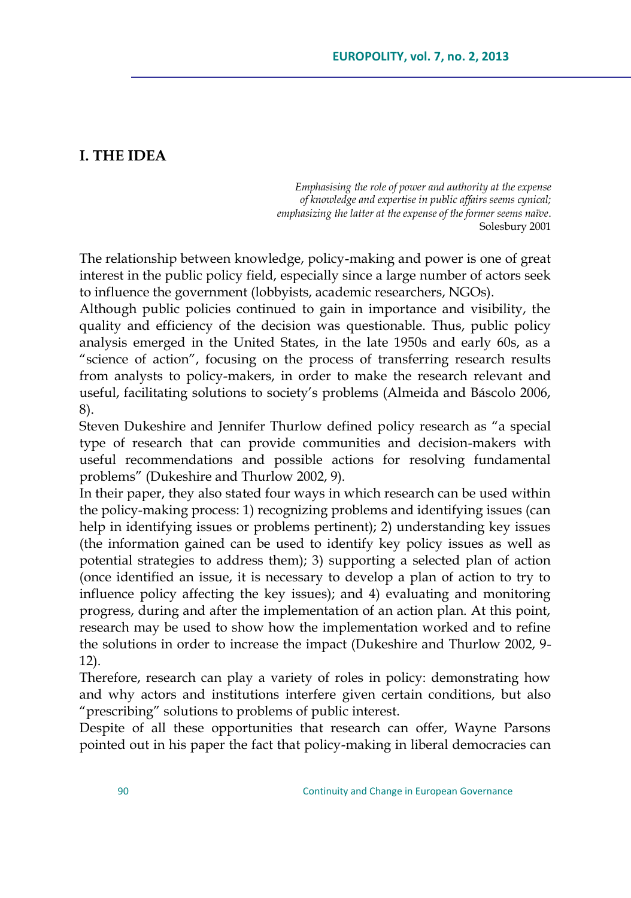## I. THE IDEA

> *Emphasising the role of power and authority at the expense of knowledge and expertise in public affairs seems cynical; emphasizing the latter at the expense of the former seems naïve.*
> Solesbury 2001

The relationship between knowledge, policy-making and power is one of great interest in the public policy field, especially since a large number of actors seek to influence the government (lobbyists, academic researchers, NGOs).

Although public policies continued to gain in importance and visibility, the quality and efficiency of the decision was questionable. Thus, public policy analysis emerged in the United States, in the late 1950s and early 60s, as a "science of action", focusing on the process of transferring research results from analysts to policy-makers, in order to make the research relevant and useful, facilitating solutions to society's problems (Almeida and Báscolo 2006, 8).

Steven Dukeshire and Jennifer Thurlow defined policy research as "a special type of research that can provide communities and decision-makers with useful recommendations and possible actions for resolving fundamental problems" (Dukeshire and Thurlow 2002, 9).

In their paper, they also stated four ways in which research can be used within the policy-making process: 1) recognizing problems and identifying issues (can help in identifying issues or problems pertinent); 2) understanding key issues (the information gained can be used to identify key policy issues as well as potential strategies to address them); 3) supporting a selected plan of action (once identified an issue, it is necessary to develop a plan of action to try to influence policy affecting the key issues); and 4) evaluating and monitoring progress, during and after the implementation of an action plan. At this point, research may be used to show how the implementation worked and to refine the solutions in order to increase the impact (Dukeshire and Thurlow 2002, 9-12).

Therefore, research can play a variety of roles in policy: demonstrating how and why actors and institutions interfere given certain conditions, but also "prescribing" solutions to problems of public interest.

Despite of all these opportunities that research can offer, Wayne Parsons pointed out in his paper the fact that policy-making in liberal democracies can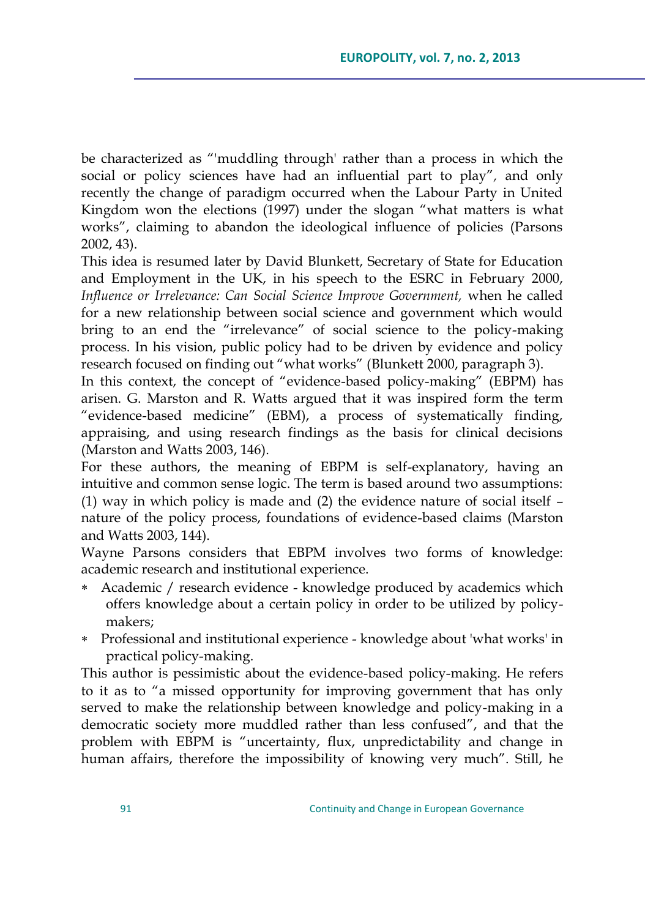be characterized as "'muddling through' rather than a process in which the social or policy sciences have had an influential part to play", and only recently the change of paradigm occurred when the Labour Party in United Kingdom won the elections (1997) under the slogan "what matters is what works", claiming to abandon the ideological influence of policies (Parsons 2002, 43).

This idea is resumed later by David Blunkett, Secretary of State for Education and Employment in the UK, in his speech to the ESRC in February 2000, *Influence or Irrelevance: Can Social Science Improve Government,* when he called for a new relationship between social science and government which would bring to an end the "irrelevance" of social science to the policy-making process. In his vision, public policy had to be driven by evidence and policy research focused on finding out "what works" (Blunkett 2000, paragraph 3).

In this context, the concept of "evidence-based policy-making" (EBPM) has arisen. G. Marston and R. Watts argued that it was inspired form the term "evidence-based medicine" (EBM), a process of systematically finding, appraising, and using research findings as the basis for clinical decisions (Marston and Watts 2003, 146).

For these authors, the meaning of EBPM is self-explanatory, having an intuitive and common sense logic. The term is based around two assumptions: (1) way in which policy is made and (2) the evidence nature of social itself – nature of the policy process, foundations of evidence-based claims (Marston and Watts 2003, 144).

Wayne Parsons considers that EBPM involves two forms of knowledge: academic research and institutional experience.

* Academic / research evidence - knowledge produced by academics which offers knowledge about a certain policy in order to be utilized by policy-makers;
* Professional and institutional experience - knowledge about 'what works' in practical policy-making.

This author is pessimistic about the evidence-based policy-making. He refers to it as to "a missed opportunity for improving government that has only served to make the relationship between knowledge and policy-making in a democratic society more muddled rather than less confused", and that the problem with EBPM is "uncertainty, flux, unpredictability and change in human affairs, therefore the impossibility of knowing very much". Still, he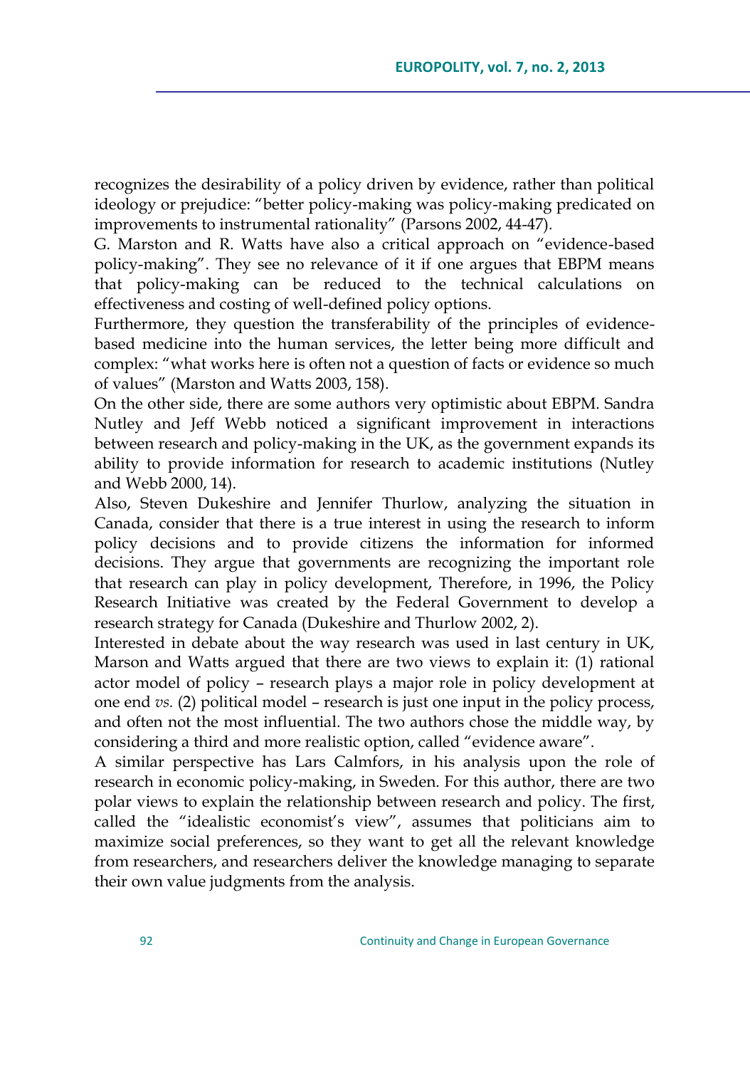recognizes the desirability of a policy driven by evidence, rather than political ideology or prejudice: "better policy-making was policy-making predicated on improvements to instrumental rationality" (Parsons 2002, 44-47).

G. Marston and R. Watts have also a critical approach on "evidence-based policy-making". They see no relevance of it if one argues that EBPM means that policy-making can be reduced to the technical calculations on effectiveness and costing of well-defined policy options.

Furthermore, they question the transferability of the principles of evidence-based medicine into the human services, the letter being more difficult and complex: "what works here is often not a question of facts or evidence so much of values" (Marston and Watts 2003, 158).

On the other side, there are some authors very optimistic about EBPM. Sandra Nutley and Jeff Webb noticed a significant improvement in interactions between research and policy-making in the UK, as the government expands its ability to provide information for research to academic institutions (Nutley and Webb 2000, 14).

Also, Steven Dukeshire and Jennifer Thurlow, analyzing the situation in Canada, consider that there is a true interest in using the research to inform policy decisions and to provide citizens the information for informed decisions. They argue that governments are recognizing the important role that research can play in policy development, Therefore, in 1996, the Policy Research Initiative was created by the Federal Government to develop a research strategy for Canada (Dukeshire and Thurlow 2002, 2).

Interested in debate about the way research was used in last century in UK, Marson and Watts argued that there are two views to explain it: (1) rational actor model of policy – research plays a major role in policy development at one end *vs.* (2) political model – research is just one input in the policy process, and often not the most influential. The two authors chose the middle way, by considering a third and more realistic option, called "evidence aware".

A similar perspective has Lars Calmfors, in his analysis upon the role of research in economic policy-making, in Sweden. For this author, there are two polar views to explain the relationship between research and policy. The first, called the "idealistic economist's view", assumes that politicians aim to maximize social preferences, so they want to get all the relevant knowledge from researchers, and researchers deliver the knowledge managing to separate their own value judgments from the analysis.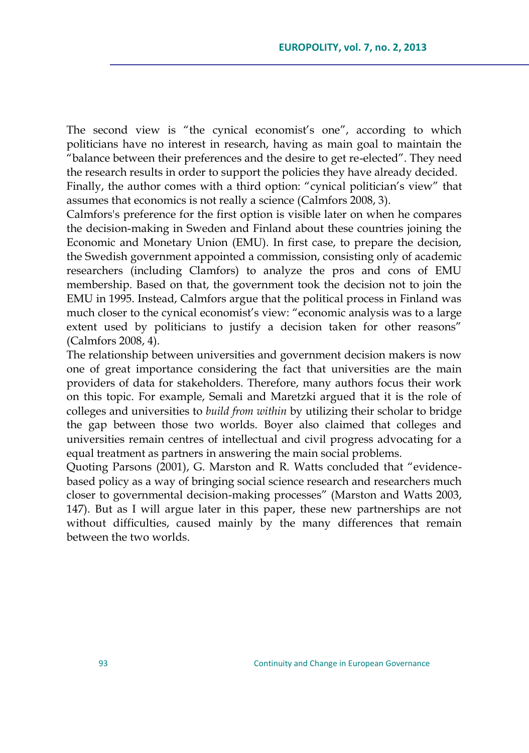The second view is "the cynical economist's one", according to which politicians have no interest in research, having as main goal to maintain the "balance between their preferences and the desire to get re-elected". They need the research results in order to support the policies they have already decided.
Finally, the author comes with a third option: "cynical politician's view" that assumes that economics is not really a science (Calmfors 2008, 3).
Calmfors's preference for the first option is visible later on when he compares the decision-making in Sweden and Finland about these countries joining the Economic and Monetary Union (EMU). In first case, to prepare the decision, the Swedish government appointed a commission, consisting only of academic researchers (including Clamfors) to analyze the pros and cons of EMU membership. Based on that, the government took the decision not to join the EMU in 1995. Instead, Calmfors argue that the political process in Finland was much closer to the cynical economist's view: "economic analysis was to a large extent used by politicians to justify a decision taken for other reasons" (Calmfors 2008, 4).
The relationship between universities and government decision makers is now one of great importance considering the fact that universities are the main providers of data for stakeholders. Therefore, many authors focus their work on this topic. For example, Semali and Maretzki argued that it is the role of colleges and universities to *build from within* by utilizing their scholar to bridge the gap between those two worlds. Boyer also claimed that colleges and universities remain centres of intellectual and civil progress advocating for a equal treatment as partners in answering the main social problems.
Quoting Parsons (2001), G. Marston and R. Watts concluded that "evidence-based policy as a way of bringing social science research and researchers much closer to governmental decision-making processes" (Marston and Watts 2003, 147). But as I will argue later in this paper, these new partnerships are not without difficulties, caused mainly by the many differences that remain between the two worlds.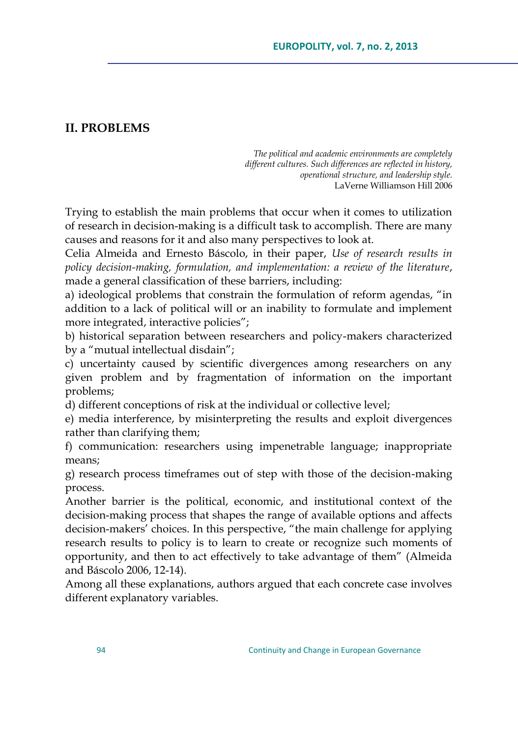## II. PROBLEMS

*The political and academic environments are completely different cultures. Such differences are reflected in history, operational structure, and leadership style.*
LaVerne Williamson Hill 2006

Trying to establish the main problems that occur when it comes to utilization of research in decision-making is a difficult task to accomplish. There are many causes and reasons for it and also many perspectives to look at.

Celia Almeida and Ernesto Báscolo, in their paper, *Use of research results in policy decision-making, formulation, and implementation: a review of the literature*, made a general classification of these barriers, including:

a) ideological problems that constrain the formulation of reform agendas, "in addition to a lack of political will or an inability to formulate and implement more integrated, interactive policies";

b) historical separation between researchers and policy-makers characterized by a "mutual intellectual disdain";

c) uncertainty caused by scientific divergences among researchers on any given problem and by fragmentation of information on the important problems;

d) different conceptions of risk at the individual or collective level;

e) media interference, by misinterpreting the results and exploit divergences rather than clarifying them;

f) communication: researchers using impenetrable language; inappropriate means;

g) research process timeframes out of step with those of the decision-making process.

Another barrier is the political, economic, and institutional context of the decision-making process that shapes the range of available options and affects decision-makers' choices. In this perspective, "the main challenge for applying research results to policy is to learn to create or recognize such moments of opportunity, and then to act effectively to take advantage of them" (Almeida and Báscolo 2006, 12-14).

Among all these explanations, authors argued that each concrete case involves different explanatory variables.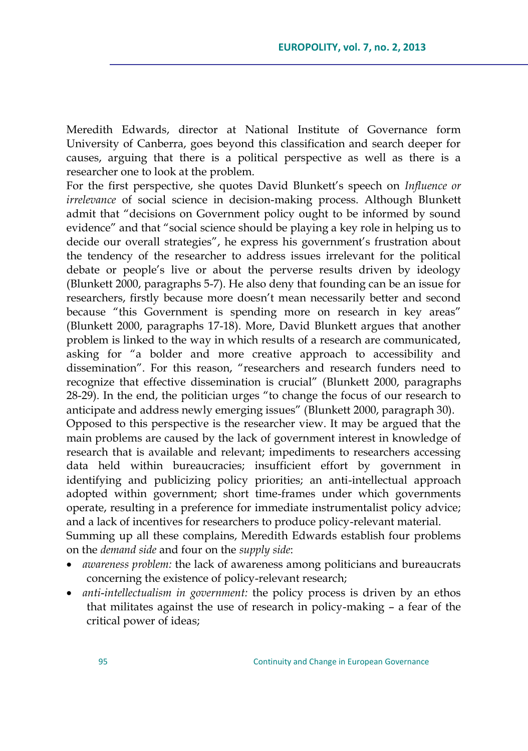Meredith Edwards, director at National Institute of Governance form University of Canberra, goes beyond this classification and search deeper for causes, arguing that there is a political perspective as well as there is a researcher one to look at the problem.

For the first perspective, she quotes David Blunkett's speech on *Influence or irrelevance* of social science in decision-making process. Although Blunkett admit that "decisions on Government policy ought to be informed by sound evidence" and that "social science should be playing a key role in helping us to decide our overall strategies", he express his government's frustration about the tendency of the researcher to address issues irrelevant for the political debate or people's live or about the perverse results driven by ideology (Blunkett 2000, paragraphs 5-7). He also deny that founding can be an issue for researchers, firstly because more doesn't mean necessarily better and second because "this Government is spending more on research in key areas" (Blunkett 2000, paragraphs 17-18). More, David Blunkett argues that another problem is linked to the way in which results of a research are communicated, asking for "a bolder and more creative approach to accessibility and dissemination". For this reason, "researchers and research funders need to recognize that effective dissemination is crucial" (Blunkett 2000, paragraphs 28-29). In the end, the politician urges "to change the focus of our research to anticipate and address newly emerging issues" (Blunkett 2000, paragraph 30).

Opposed to this perspective is the researcher view. It may be argued that the main problems are caused by the lack of government interest in knowledge of research that is available and relevant; impediments to researchers accessing data held within bureaucracies; insufficient effort by government in identifying and publicizing policy priorities; an anti-intellectual approach adopted within government; short time-frames under which governments operate, resulting in a preference for immediate instrumentalist policy advice; and a lack of incentives for researchers to produce policy-relevant material.

Summing up all these complains, Meredith Edwards establish four problems on the *demand side* and four on the *supply side*:

- *awareness problem:* the lack of awareness among politicians and bureaucrats concerning the existence of policy-relevant research;
- *anti-intellectualism in government:* the policy process is driven by an ethos that militates against the use of research in policy-making – a fear of the critical power of ideas;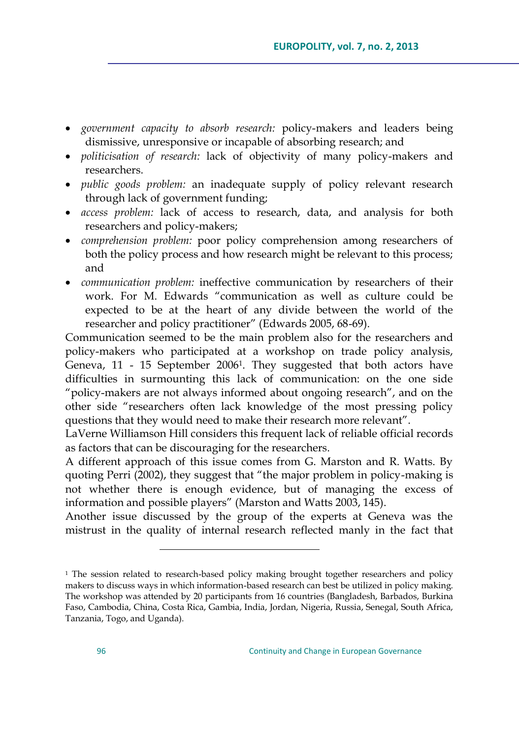- *government capacity to absorb research:* policy-makers and leaders being dismissive, unresponsive or incapable of absorbing research; and
- *politicisation of research:* lack of objectivity of many policy-makers and researchers.
- *public goods problem:* an inadequate supply of policy relevant research through lack of government funding;
- *access problem:* lack of access to research, data, and analysis for both researchers and policy-makers;
- *comprehension problem:* poor policy comprehension among researchers of both the policy process and how research might be relevant to this process; and
- *communication problem:* ineffective communication by researchers of their work. For M. Edwards "communication as well as culture could be expected to be at the heart of any divide between the world of the researcher and policy practitioner" (Edwards 2005, 68-69).

Communication seemed to be the main problem also for the researchers and policy-makers who participated at a workshop on trade policy analysis, Geneva, 11 - 15 September 2006[1]. They suggested that both actors have difficulties in surmounting this lack of communication: on the one side "policy-makers are not always informed about ongoing research", and on the other side "researchers often lack knowledge of the most pressing policy questions that they would need to make their research more relevant".

LaVerne Williamson Hill considers this frequent lack of reliable official records as factors that can be discouraging for the researchers.

A different approach of this issue comes from G. Marston and R. Watts. By quoting Perri (2002), they suggest that "the major problem in policy-making is not whether there is enough evidence, but of managing the excess of information and possible players" (Marston and Watts 2003, 145).

Another issue discussed by the group of the experts at Geneva was the mistrust in the quality of internal research reflected manly in the fact that

---

[1] The session related to research-based policy making brought together researchers and policy makers to discuss ways in which information-based research can best be utilized in policy making. The workshop was attended by 20 participants from 16 countries (Bangladesh, Barbados, Burkina Faso, Cambodia, China, Costa Rica, Gambia, India, Jordan, Nigeria, Russia, Senegal, South Africa, Tanzania, Togo, and Uganda).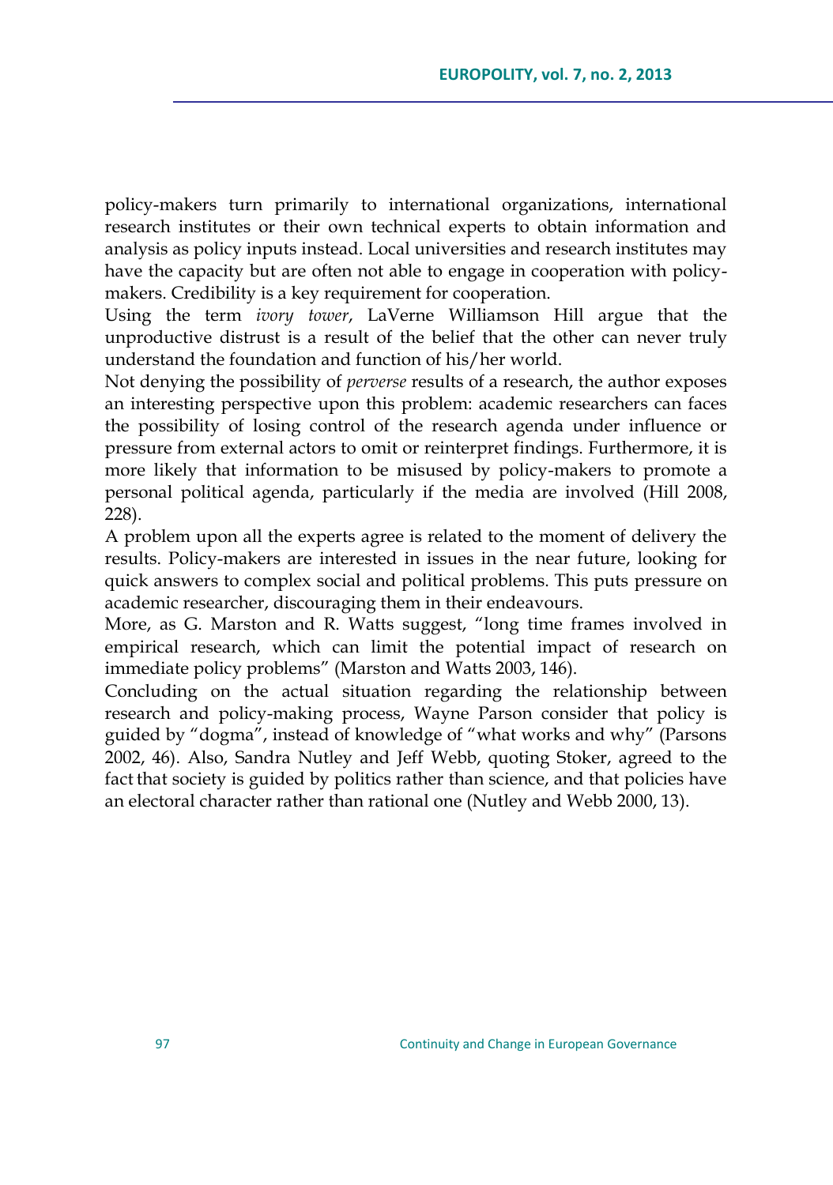policy-makers turn primarily to international organizations, international research institutes or their own technical experts to obtain information and analysis as policy inputs instead. Local universities and research institutes may have the capacity but are often not able to engage in cooperation with policy-makers. Credibility is a key requirement for cooperation.

Using the term *ivory tower*, LaVerne Williamson Hill argue that the unproductive distrust is a result of the belief that the other can never truly understand the foundation and function of his/her world.

Not denying the possibility of *perverse* results of a research, the author exposes an interesting perspective upon this problem: academic researchers can faces the possibility of losing control of the research agenda under influence or pressure from external actors to omit or reinterpret findings. Furthermore, it is more likely that information to be misused by policy-makers to promote a personal political agenda, particularly if the media are involved (Hill 2008, 228).

A problem upon all the experts agree is related to the moment of delivery the results. Policy-makers are interested in issues in the near future, looking for quick answers to complex social and political problems. This puts pressure on academic researcher, discouraging them in their endeavours.

More, as G. Marston and R. Watts suggest, "long time frames involved in empirical research, which can limit the potential impact of research on immediate policy problems" (Marston and Watts 2003, 146).

Concluding on the actual situation regarding the relationship between research and policy-making process, Wayne Parson consider that policy is guided by "dogma", instead of knowledge of "what works and why" (Parsons 2002, 46). Also, Sandra Nutley and Jeff Webb, quoting Stoker, agreed to the fact that society is guided by politics rather than science, and that policies have an electoral character rather than rational one (Nutley and Webb 2000, 13).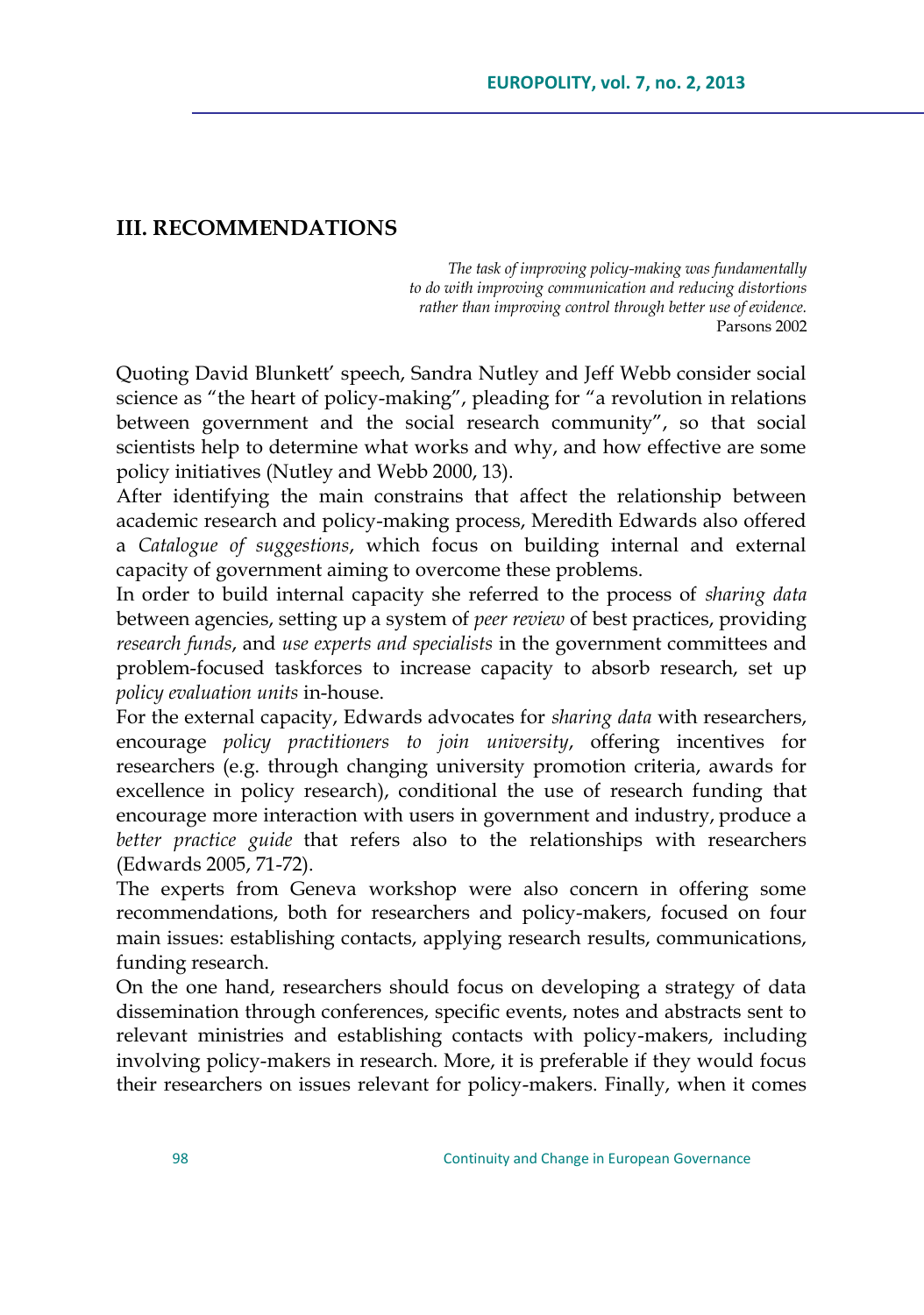## III. RECOMMENDATIONS

*The task of improving policy-making was fundamentally to do with improving communication and reducing distortions rather than improving control through better use of evidence.*
Parsons 2002

Quoting David Blunkett' speech, Sandra Nutley and Jeff Webb consider social science as "the heart of policy-making", pleading for "a revolution in relations between government and the social research community", so that social scientists help to determine what works and why, and how effective are some policy initiatives (Nutley and Webb 2000, 13).

After identifying the main constrains that affect the relationship between academic research and policy-making process, Meredith Edwards also offered a *Catalogue of suggestions*, which focus on building internal and external capacity of government aiming to overcome these problems.

In order to build internal capacity she referred to the process of *sharing data* between agencies, setting up a system of *peer review* of best practices, providing *research funds*, and *use experts and specialists* in the government committees and problem-focused taskforces to increase capacity to absorb research, set up *policy evaluation units* in-house.

For the external capacity, Edwards advocates for *sharing data* with researchers, encourage *policy practitioners to join university*, offering incentives for researchers (e.g. through changing university promotion criteria, awards for excellence in policy research), conditional the use of research funding that encourage more interaction with users in government and industry, produce a *better practice guide* that refers also to the relationships with researchers (Edwards 2005, 71-72).

The experts from Geneva workshop were also concern in offering some recommendations, both for researchers and policy-makers, focused on four main issues: establishing contacts, applying research results, communications, funding research.

On the one hand, researchers should focus on developing a strategy of data dissemination through conferences, specific events, notes and abstracts sent to relevant ministries and establishing contacts with policy-makers, including involving policy-makers in research. More, it is preferable if they would focus their researchers on issues relevant for policy-makers. Finally, when it comes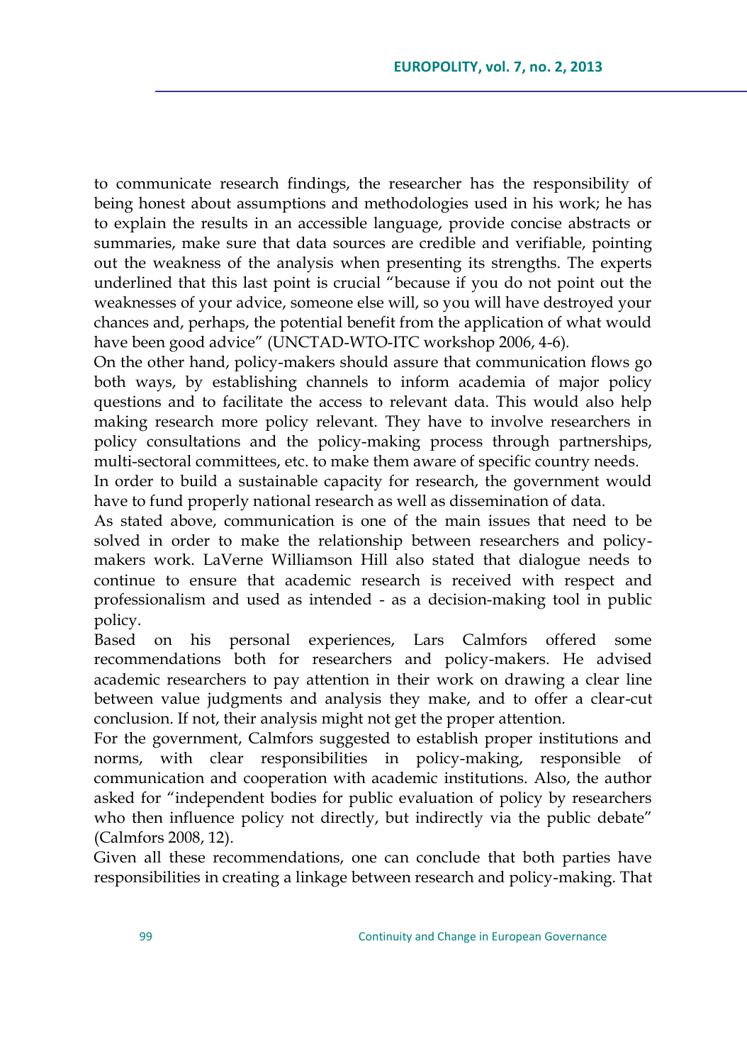to communicate research findings, the researcher has the responsibility of being honest about assumptions and methodologies used in his work; he has to explain the results in an accessible language, provide concise abstracts or summaries, make sure that data sources are credible and verifiable, pointing out the weakness of the analysis when presenting its strengths. The experts underlined that this last point is crucial "because if you do not point out the weaknesses of your advice, someone else will, so you will have destroyed your chances and, perhaps, the potential benefit from the application of what would have been good advice" (UNCTAD-WTO-ITC workshop 2006, 4-6).

On the other hand, policy-makers should assure that communication flows go both ways, by establishing channels to inform academia of major policy questions and to facilitate the access to relevant data. This would also help making research more policy relevant. They have to involve researchers in policy consultations and the policy-making process through partnerships, multi-sectoral committees, etc. to make them aware of specific country needs.

In order to build a sustainable capacity for research, the government would have to fund properly national research as well as dissemination of data.

As stated above, communication is one of the main issues that need to be solved in order to make the relationship between researchers and policy-makers work. LaVerne Williamson Hill also stated that dialogue needs to continue to ensure that academic research is received with respect and professionalism and used as intended - as a decision-making tool in public policy.

Based on his personal experiences, Lars Calmfors offered some recommendations both for researchers and policy-makers. He advised academic researchers to pay attention in their work on drawing a clear line between value judgments and analysis they make, and to offer a clear-cut conclusion. If not, their analysis might not get the proper attention.

For the government, Calmfors suggested to establish proper institutions and norms, with clear responsibilities in policy-making, responsible of communication and cooperation with academic institutions. Also, the author asked for "independent bodies for public evaluation of policy by researchers who then influence policy not directly, but indirectly via the public debate" (Calmfors 2008, 12).

Given all these recommendations, one can conclude that both parties have responsibilities in creating a linkage between research and policy-making. That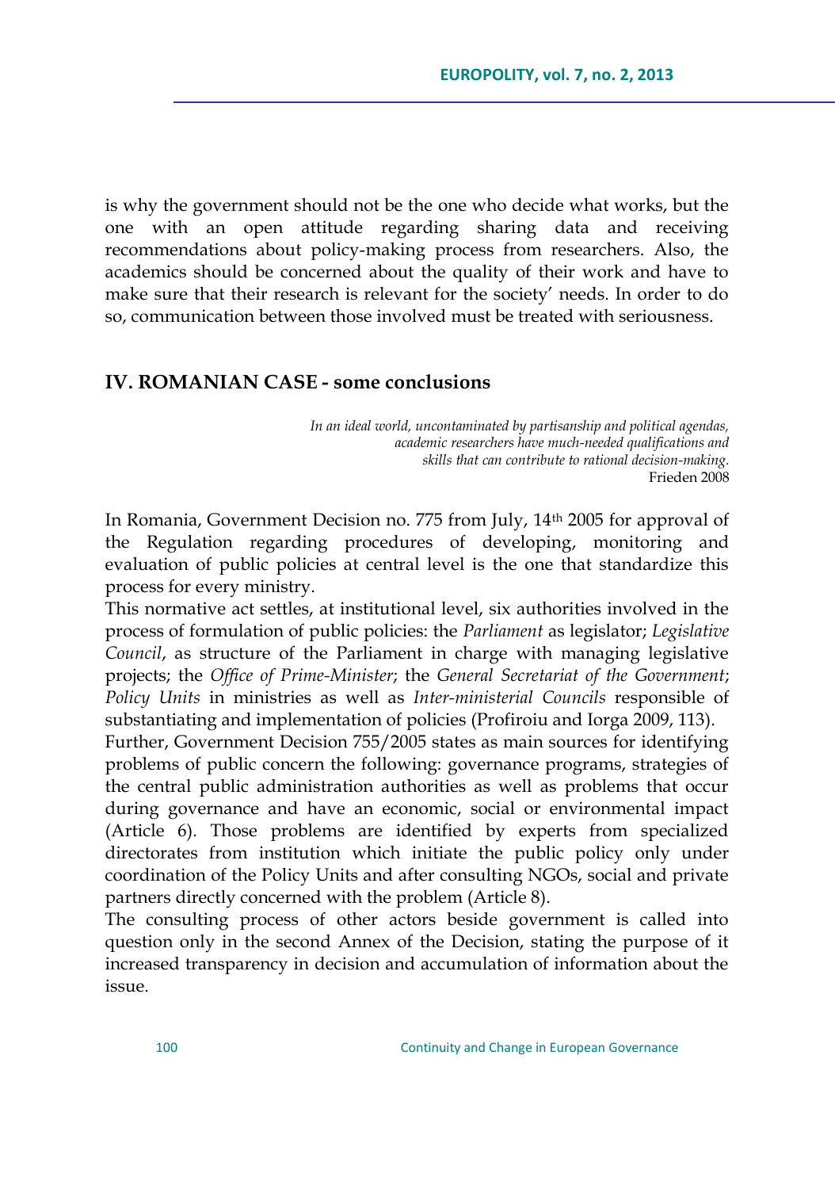is why the government should not be the one who decide what works, but the one with an open attitude regarding sharing data and receiving recommendations about policy-making process from researchers. Also, the academics should be concerned about the quality of their work and have to make sure that their research is relevant for the society' needs. In order to do so, communication between those involved must be treated with seriousness.

## IV. ROMANIAN CASE - some conclusions

> *In an ideal world, uncontaminated by partisanship and political agendas, academic researchers have much-needed qualifications and skills that can contribute to rational decision-making.*
> Frieden 2008

In Romania, Government Decision no. 775 from July, 14th 2005 for approval of the Regulation regarding procedures of developing, monitoring and evaluation of public policies at central level is the one that standardize this process for every ministry.

This normative act settles, at institutional level, six authorities involved in the process of formulation of public policies: the *Parliament* as legislator; *Legislative Council*, as structure of the Parliament in charge with managing legislative projects; the *Office of Prime-Minister*; the *General Secretariat of the Government*; *Policy Units* in ministries as well as *Inter-ministerial Councils* responsible of substantiating and implementation of policies (Profiroiu and Iorga 2009, 113).

Further, Government Decision 755/2005 states as main sources for identifying problems of public concern the following: governance programs, strategies of the central public administration authorities as well as problems that occur during governance and have an economic, social or environmental impact (Article 6). Those problems are identified by experts from specialized directorates from institution which initiate the public policy only under coordination of the Policy Units and after consulting NGOs, social and private partners directly concerned with the problem (Article 8).

The consulting process of other actors beside government is called into question only in the second Annex of the Decision, stating the purpose of it increased transparency in decision and accumulation of information about the issue.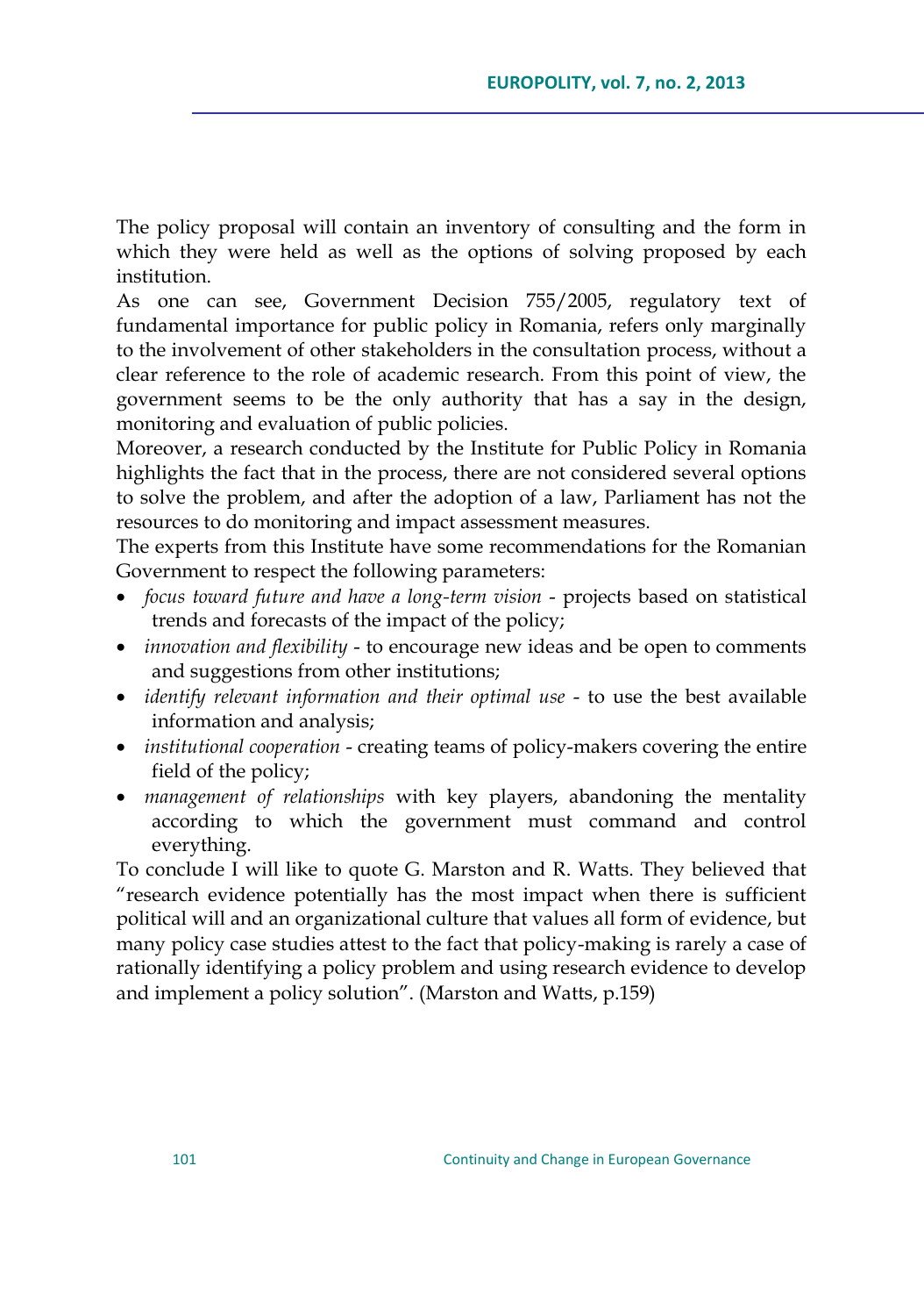The policy proposal will contain an inventory of consulting and the form in which they were held as well as the options of solving proposed by each institution.

As one can see, Government Decision 755/2005, regulatory text of fundamental importance for public policy in Romania, refers only marginally to the involvement of other stakeholders in the consultation process, without a clear reference to the role of academic research. From this point of view, the government seems to be the only authority that has a say in the design, monitoring and evaluation of public policies.

Moreover, a research conducted by the Institute for Public Policy in Romania highlights the fact that in the process, there are not considered several options to solve the problem, and after the adoption of a law, Parliament has not the resources to do monitoring and impact assessment measures.

The experts from this Institute have some recommendations for the Romanian Government to respect the following parameters:

- *focus toward future and have a long-term vision* - projects based on statistical trends and forecasts of the impact of the policy;
- *innovation and flexibility* - to encourage new ideas and be open to comments and suggestions from other institutions;
- *identify relevant information and their optimal use* - to use the best available information and analysis;
- *institutional cooperation* - creating teams of policy-makers covering the entire field of the policy;
- *management of relationships* with key players, abandoning the mentality according to which the government must command and control everything.

To conclude I will like to quote G. Marston and R. Watts. They believed that "research evidence potentially has the most impact when there is sufficient political will and an organizational culture that values all form of evidence, but many policy case studies attest to the fact that policy-making is rarely a case of rationally identifying a policy problem and using research evidence to develop and implement a policy solution". (Marston and Watts, p.159)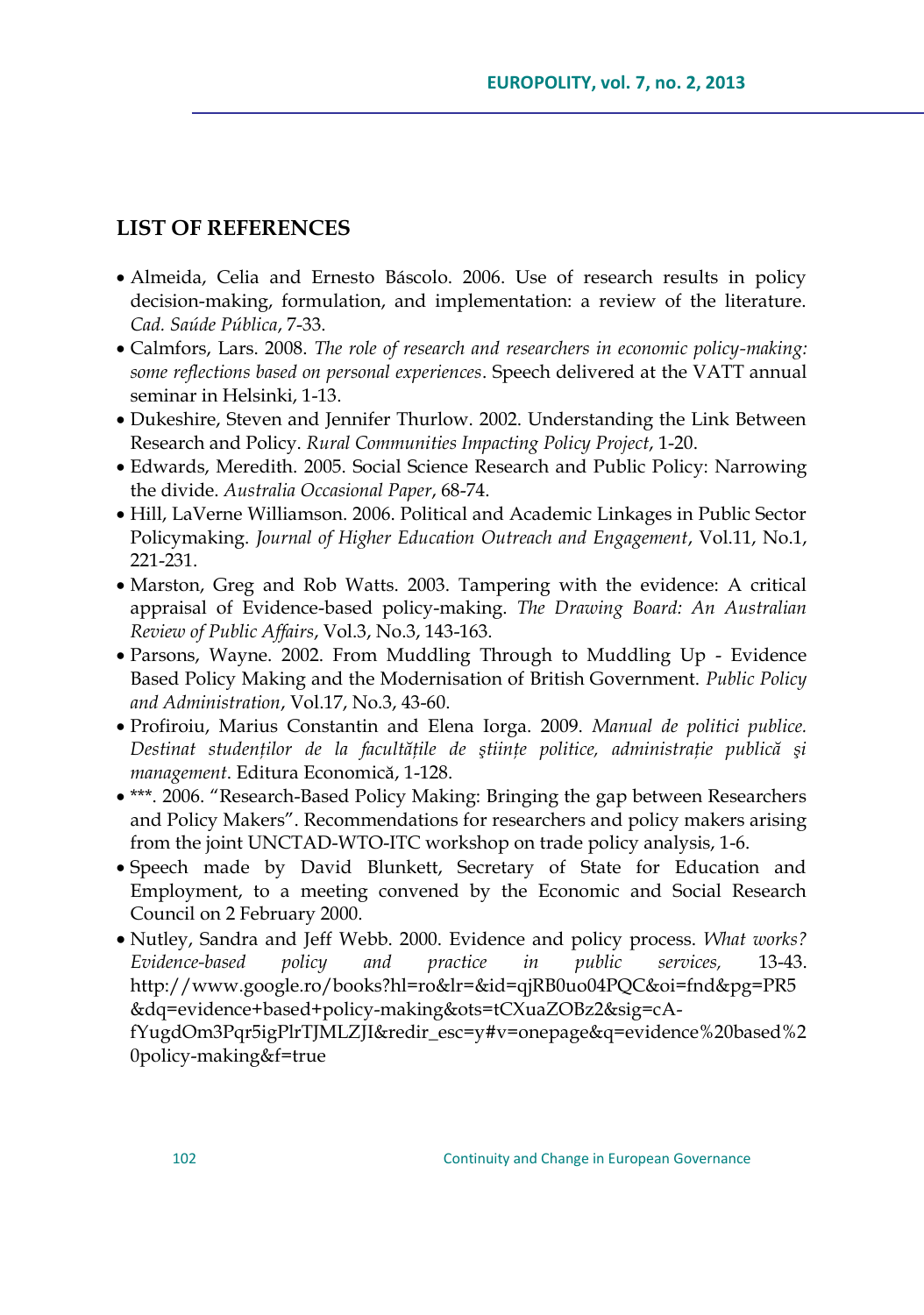## LIST OF REFERENCES

- Almeida, Celia and Ernesto Báscolo. 2006. Use of research results in policy decision-making, formulation, and implementation: a review of the literature. *Cad. Saúde Pública*, 7-33.
- Calmfors, Lars. 2008. *The role of research and researchers in economic policy-making: some reflections based on personal experiences*. Speech delivered at the VATT annual seminar in Helsinki, 1-13.
- Dukeshire, Steven and Jennifer Thurlow. 2002. Understanding the Link Between Research and Policy. *Rural Communities Impacting Policy Project*, 1-20.
- Edwards, Meredith. 2005. Social Science Research and Public Policy: Narrowing the divide. *Australia Occasional Paper*, 68-74.
- Hill, LaVerne Williamson. 2006. Political and Academic Linkages in Public Sector Policymaking. *Journal of Higher Education Outreach and Engagement*, Vol.11, No.1, 221-231.
- Marston, Greg and Rob Watts. 2003. Tampering with the evidence: A critical appraisal of Evidence-based policy-making. *The Drawing Board: An Australian Review of Public Affairs*, Vol.3, No.3, 143-163.
- Parsons, Wayne. 2002. From Muddling Through to Muddling Up - Evidence Based Policy Making and the Modernisation of British Government. *Public Policy and Administration*, Vol.17, No.3, 43-60.
- Profiroiu, Marius Constantin and Elena Iorga. 2009. *Manual de politici publice. Destinat studenților de la facultățile de ştiințe politice, administrație publică şi management*. Editura Economică, 1-128.
- ***. 2006. "Research-Based Policy Making: Bringing the gap between Researchers and Policy Makers". Recommendations for researchers and policy makers arising from the joint UNCTAD-WTO-ITC workshop on trade policy analysis, 1-6.
- Speech made by David Blunkett, Secretary of State for Education and Employment, to a meeting convened by the Economic and Social Research Council on 2 February 2000.
- Nutley, Sandra and Jeff Webb. 2000. Evidence and policy process. *What works? Evidence-based policy and practice in public services,* 13-43. http://www.google.ro/books?hl=ro&lr=&id=qjRB0uo04PQC&oi=fnd&pg=PR5&dq=evidence+based+policy-making&ots=tCXuaZOBz2&sig=cA-fYugdOm3Pqr5igPlrTJMLZJI&redir_esc=y#v=onepage&q=evidence%20based%20policy-making&f=true